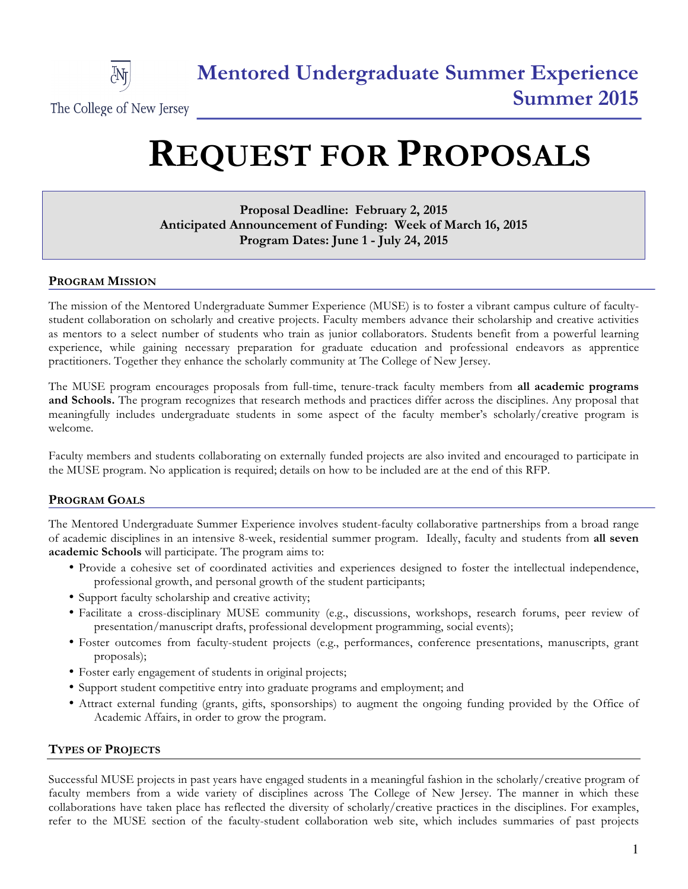The College of New Jersey

# Mentored Undergraduate Summer Experience Summer 2015

# REQUEST FOR PROPOSALS

**Proposal Deadline: February 2, 2015**
**Anticipated Announcement of Funding: Week of March 16, 2015**
**Program Dates: June 1 - July 24, 2015**

## PROGRAM MISSION

The mission of the Mentored Undergraduate Summer Experience (MUSE) is to foster a vibrant campus culture of faculty-student collaboration on scholarly and creative projects. Faculty members advance their scholarship and creative activities as mentors to a select number of students who train as junior collaborators. Students benefit from a powerful learning experience, while gaining necessary preparation for graduate education and professional endeavors as apprentice practitioners. Together they enhance the scholarly community at The College of New Jersey.

The MUSE program encourages proposals from full-time, tenure-track faculty members from **all academic programs and Schools.** The program recognizes that research methods and practices differ across the disciplines. Any proposal that meaningfully includes undergraduate students in some aspect of the faculty member's scholarly/creative program is welcome.

Faculty members and students collaborating on externally funded projects are also invited and encouraged to participate in the MUSE program. No application is required; details on how to be included are at the end of this RFP.

## PROGRAM GOALS

The Mentored Undergraduate Summer Experience involves student-faculty collaborative partnerships from a broad range of academic disciplines in an intensive 8-week, residential summer program. Ideally, faculty and students from **all seven academic Schools** will participate. The program aims to:

- Provide a cohesive set of coordinated activities and experiences designed to foster the intellectual independence, professional growth, and personal growth of the student participants;
- Support faculty scholarship and creative activity;
- Facilitate a cross-disciplinary MUSE community (e.g., discussions, workshops, research forums, peer review of presentation/manuscript drafts, professional development programming, social events);
- Foster outcomes from faculty-student projects (e.g., performances, conference presentations, manuscripts, grant proposals);
- Foster early engagement of students in original projects;
- Support student competitive entry into graduate programs and employment; and
- Attract external funding (grants, gifts, sponsorships) to augment the ongoing funding provided by the Office of Academic Affairs, in order to grow the program.

## TYPES OF PROJECTS

Successful MUSE projects in past years have engaged students in a meaningful fashion in the scholarly/creative program of faculty members from a wide variety of disciplines across The College of New Jersey. The manner in which these collaborations have taken place has reflected the diversity of scholarly/creative practices in the disciplines. For examples, refer to the MUSE section of the faculty-student collaboration web site, which includes summaries of past projects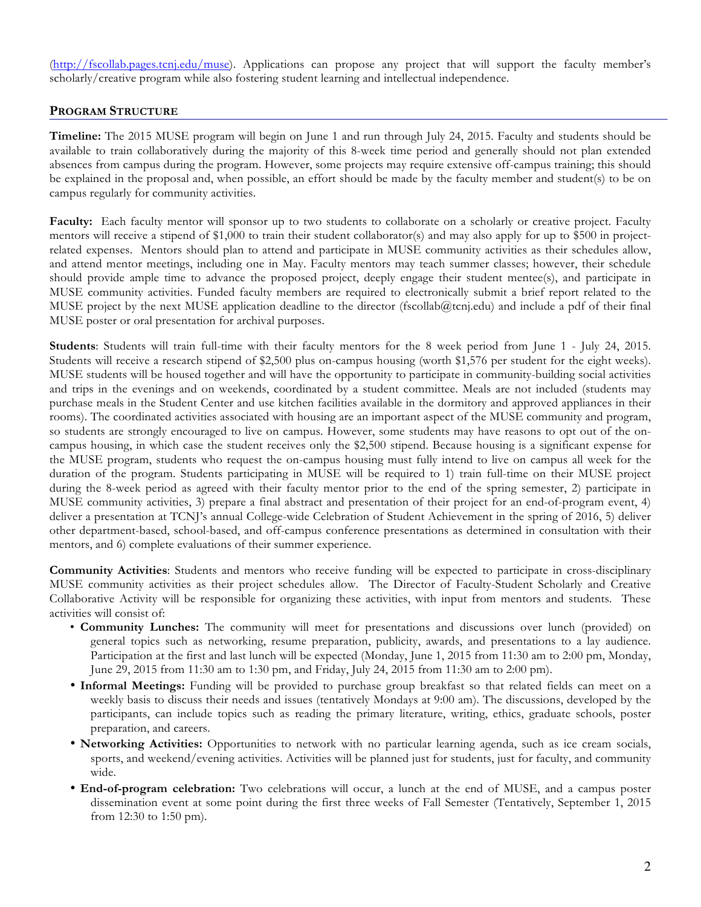(http://fscollab.pages.tcnj.edu/muse). Applications can propose any project that will support the faculty member's scholarly/creative program while also fostering student learning and intellectual independence.

## PROGRAM STRUCTURE

**Timeline:** The 2015 MUSE program will begin on June 1 and run through July 24, 2015. Faculty and students should be available to train collaboratively during the majority of this 8-week time period and generally should not plan extended absences from campus during the program. However, some projects may require extensive off-campus training; this should be explained in the proposal and, when possible, an effort should be made by the faculty member and student(s) to be on campus regularly for community activities.

**Faculty:** Each faculty mentor will sponsor up to two students to collaborate on a scholarly or creative project. Faculty mentors will receive a stipend of $1,000 to train their student collaborator(s) and may also apply for up to $500 in project-related expenses. Mentors should plan to attend and participate in MUSE community activities as their schedules allow, and attend mentor meetings, including one in May. Faculty mentors may teach summer classes; however, their schedule should provide ample time to advance the proposed project, deeply engage their student mentee(s), and participate in MUSE community activities. Funded faculty members are required to electronically submit a brief report related to the MUSE project by the next MUSE application deadline to the director (fscollab@tcnj.edu) and include a pdf of their final MUSE poster or oral presentation for archival purposes.

**Students**: Students will train full-time with their faculty mentors for the 8 week period from June 1 - July 24, 2015. Students will receive a research stipend of $2,500 plus on-campus housing (worth $1,576 per student for the eight weeks). MUSE students will be housed together and will have the opportunity to participate in community-building social activities and trips in the evenings and on weekends, coordinated by a student committee. Meals are not included (students may purchase meals in the Student Center and use kitchen facilities available in the dormitory and approved appliances in their rooms). The coordinated activities associated with housing are an important aspect of the MUSE community and program, so students are strongly encouraged to live on campus. However, some students may have reasons to opt out of the on-campus housing, in which case the student receives only the $2,500 stipend. Because housing is a significant expense for the MUSE program, students who request the on-campus housing must fully intend to live on campus all week for the duration of the program. Students participating in MUSE will be required to 1) train full-time on their MUSE project during the 8-week period as agreed with their faculty mentor prior to the end of the spring semester, 2) participate in MUSE community activities, 3) prepare a final abstract and presentation of their project for an end-of-program event, 4) deliver a presentation at TCNJ's annual College-wide Celebration of Student Achievement in the spring of 2016, 5) deliver other department-based, school-based, and off-campus conference presentations as determined in consultation with their mentors, and 6) complete evaluations of their summer experience.

**Community Activities**: Students and mentors who receive funding will be expected to participate in cross-disciplinary MUSE community activities as their project schedules allow. The Director of Faculty-Student Scholarly and Creative Collaborative Activity will be responsible for organizing these activities, with input from mentors and students. These activities will consist of:

- **Community Lunches:** The community will meet for presentations and discussions over lunch (provided) on general topics such as networking, resume preparation, publicity, awards, and presentations to a lay audience. Participation at the first and last lunch will be expected (Monday, June 1, 2015 from 11:30 am to 2:00 pm, Monday, June 29, 2015 from 11:30 am to 1:30 pm, and Friday, July 24, 2015 from 11:30 am to 2:00 pm).
- **Informal Meetings:** Funding will be provided to purchase group breakfast so that related fields can meet on a weekly basis to discuss their needs and issues (tentatively Mondays at 9:00 am). The discussions, developed by the participants, can include topics such as reading the primary literature, writing, ethics, graduate schools, poster preparation, and careers.
- **Networking Activities:** Opportunities to network with no particular learning agenda, such as ice cream socials, sports, and weekend/evening activities. Activities will be planned just for students, just for faculty, and community wide.
- **End-of-program celebration:** Two celebrations will occur, a lunch at the end of MUSE, and a campus poster dissemination event at some point during the first three weeks of Fall Semester (Tentatively, September 1, 2015 from 12:30 to 1:50 pm).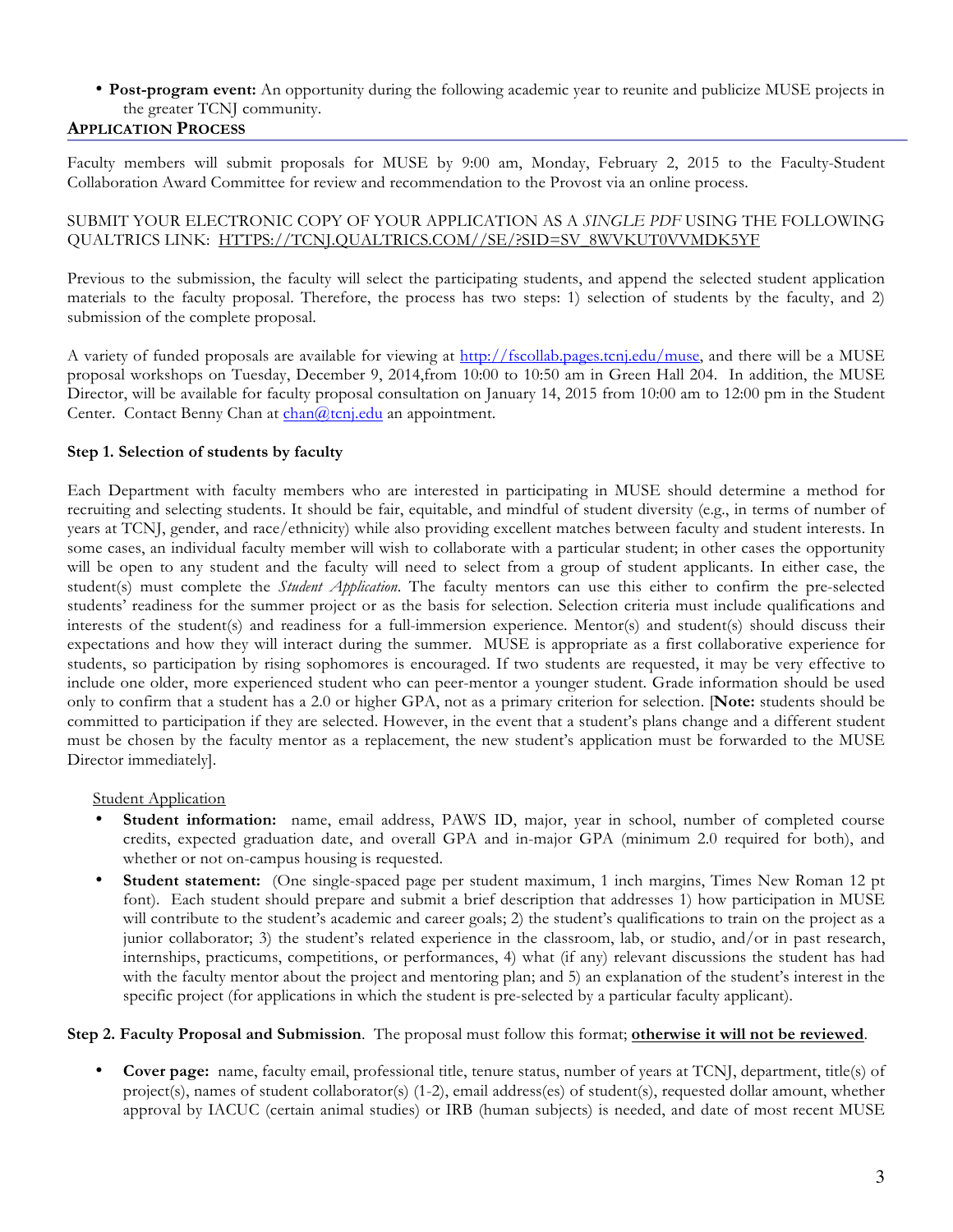- **Post-program event:** An opportunity during the following academic year to reunite and publicize MUSE projects in the greater TCNJ community.

## APPLICATION PROCESS

Faculty members will submit proposals for MUSE by 9:00 am, Monday, February 2, 2015 to the Faculty-Student Collaboration Award Committee for review and recommendation to the Provost via an online process.

SUBMIT YOUR ELECTRONIC COPY OF YOUR APPLICATION AS A *SINGLE PDF* USING THE FOLLOWING QUALTRICS LINK: HTTPS://TCNJ.QUALTRICS.COM//SE/?SID=SV_8WVKUT0VVMDK5YF

Previous to the submission, the faculty will select the participating students, and append the selected student application materials to the faculty proposal. Therefore, the process has two steps: 1) selection of students by the faculty, and 2) submission of the complete proposal.

A variety of funded proposals are available for viewing at http://fscollab.pages.tcnj.edu/muse, and there will be a MUSE proposal workshops on Tuesday, December 9, 2014,from 10:00 to 10:50 am in Green Hall 204. In addition, the MUSE Director, will be available for faculty proposal consultation on January 14, 2015 from 10:00 am to 12:00 pm in the Student Center. Contact Benny Chan at chan@tcnj.edu an appointment.

### Step 1. Selection of students by faculty

Each Department with faculty members who are interested in participating in MUSE should determine a method for recruiting and selecting students. It should be fair, equitable, and mindful of student diversity (e.g., in terms of number of years at TCNJ, gender, and race/ethnicity) while also providing excellent matches between faculty and student interests. In some cases, an individual faculty member will wish to collaborate with a particular student; in other cases the opportunity will be open to any student and the faculty will need to select from a group of student applicants. In either case, the student(s) must complete the *Student Application*. The faculty mentors can use this either to confirm the pre-selected students' readiness for the summer project or as the basis for selection. Selection criteria must include qualifications and interests of the student(s) and readiness for a full-immersion experience. Mentor(s) and student(s) should discuss their expectations and how they will interact during the summer. MUSE is appropriate as a first collaborative experience for students, so participation by rising sophomores is encouraged. If two students are requested, it may be very effective to include one older, more experienced student who can peer-mentor a younger student. Grade information should be used only to confirm that a student has a 2.0 or higher GPA, not as a primary criterion for selection. [**Note:** students should be committed to participation if they are selected. However, in the event that a student's plans change and a different student must be chosen by the faculty mentor as a replacement, the new student's application must be forwarded to the MUSE Director immediately].

<u>Student Application</u>

- **Student information:** name, email address, PAWS ID, major, year in school, number of completed course credits, expected graduation date, and overall GPA and in-major GPA (minimum 2.0 required for both), and whether or not on-campus housing is requested.
- **Student statement:** (One single-spaced page per student maximum, 1 inch margins, Times New Roman 12 pt font). Each student should prepare and submit a brief description that addresses 1) how participation in MUSE will contribute to the student's academic and career goals; 2) the student's qualifications to train on the project as a junior collaborator; 3) the student's related experience in the classroom, lab, or studio, and/or in past research, internships, practicums, competitions, or performances, 4) what (if any) relevant discussions the student has had with the faculty mentor about the project and mentoring plan; and 5) an explanation of the student's interest in the specific project (for applications in which the student is pre-selected by a particular faculty applicant).

**Step 2. Faculty Proposal and Submission**. The proposal must follow this format; **<u>otherwise it will not be reviewed</u>**.

- **Cover page:** name, faculty email, professional title, tenure status, number of years at TCNJ, department, title(s) of project(s), names of student collaborator(s) (1-2), email address(es) of student(s), requested dollar amount, whether approval by IACUC (certain animal studies) or IRB (human subjects) is needed, and date of most recent MUSE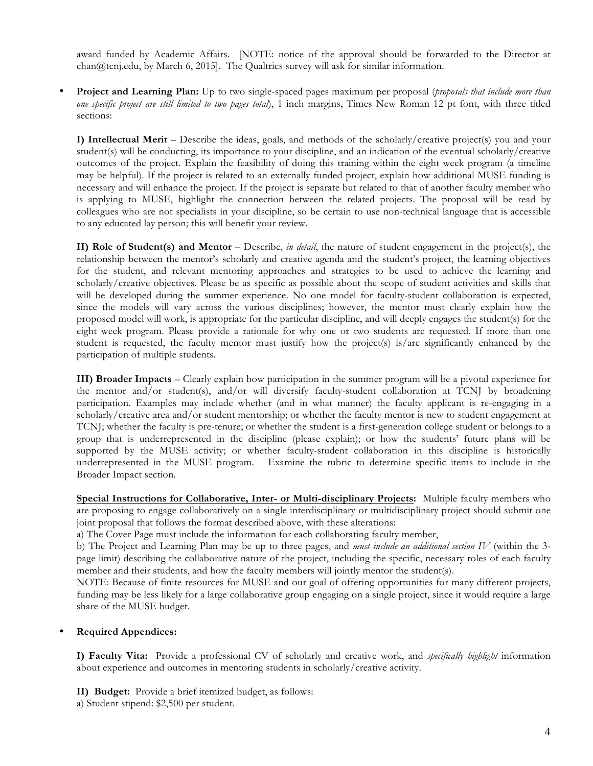award funded by Academic Affairs. [NOTE: notice of the approval should be forwarded to the Director at chan@tcnj.edu, by March 6, 2015]. The Qualtrics survey will ask for similar information.

- **Project and Learning Plan:** Up to two single-spaced pages maximum per proposal (*proposals that include more than one specific project are still limited to two pages total*), 1 inch margins, Times New Roman 12 pt font, with three titled sections:

  **I) Intellectual Merit** – Describe the ideas, goals, and methods of the scholarly/creative project(s) you and your student(s) will be conducting, its importance to your discipline, and an indication of the eventual scholarly/creative outcomes of the project. Explain the feasibility of doing this training within the eight week program (a timeline may be helpful). If the project is related to an externally funded project, explain how additional MUSE funding is necessary and will enhance the project. If the project is separate but related to that of another faculty member who is applying to MUSE, highlight the connection between the related projects. The proposal will be read by colleagues who are not specialists in your discipline, so be certain to use non-technical language that is accessible to any educated lay person; this will benefit your review.

  **II) Role of Student(s) and Mentor** – Describe, *in detail*, the nature of student engagement in the project(s), the relationship between the mentor's scholarly and creative agenda and the student's project, the learning objectives for the student, and relevant mentoring approaches and strategies to be used to achieve the learning and scholarly/creative objectives. Please be as specific as possible about the scope of student activities and skills that will be developed during the summer experience. No one model for faculty-student collaboration is expected, since the models will vary across the various disciplines; however, the mentor must clearly explain how the proposed model will work, is appropriate for the particular discipline, and will deeply engages the student(s) for the eight week program. Please provide a rationale for why one or two students are requested. If more than one student is requested, the faculty mentor must justify how the project(s) is/are significantly enhanced by the participation of multiple students.

  **III) Broader Impacts** – Clearly explain how participation in the summer program will be a pivotal experience for the mentor and/or student(s), and/or will diversify faculty-student collaboration at TCNJ by broadening participation. Examples may include whether (and in what manner) the faculty applicant is re-engaging in a scholarly/creative area and/or student mentorship; or whether the faculty mentor is new to student engagement at TCNJ; whether the faculty is pre-tenure; or whether the student is a first-generation college student or belongs to a group that is underrepresented in the discipline (please explain); or how the students' future plans will be supported by the MUSE activity; or whether faculty-student collaboration in this discipline is historically underrepresented in the MUSE program. Examine the rubric to determine specific items to include in the Broader Impact section.

  **<u>Special Instructions for Collaborative, Inter- or Multi-disciplinary Projects</u>:** Multiple faculty members who are proposing to engage collaboratively on a single interdisciplinary or multidisciplinary project should submit one joint proposal that follows the format described above, with these alterations:
  a) The Cover Page must include the information for each collaborating faculty member,
  b) The Project and Learning Plan may be up to three pages, and *must include an additional section IV* (within the 3-page limit) describing the collaborative nature of the project, including the specific, necessary roles of each faculty member and their students, and how the faculty members will jointly mentor the student(s).
  NOTE: Because of finite resources for MUSE and our goal of offering opportunities for many different projects, funding may be less likely for a large collaborative group engaging on a single project, since it would require a large share of the MUSE budget.

- **Required Appendices:**

  **I) Faculty Vita:** Provide a professional CV of scholarly and creative work, and *specifically highlight* information about experience and outcomes in mentoring students in scholarly/creative activity.

  **II) Budget:** Provide a brief itemized budget, as follows:
  a) Student stipend: $2,500 per student.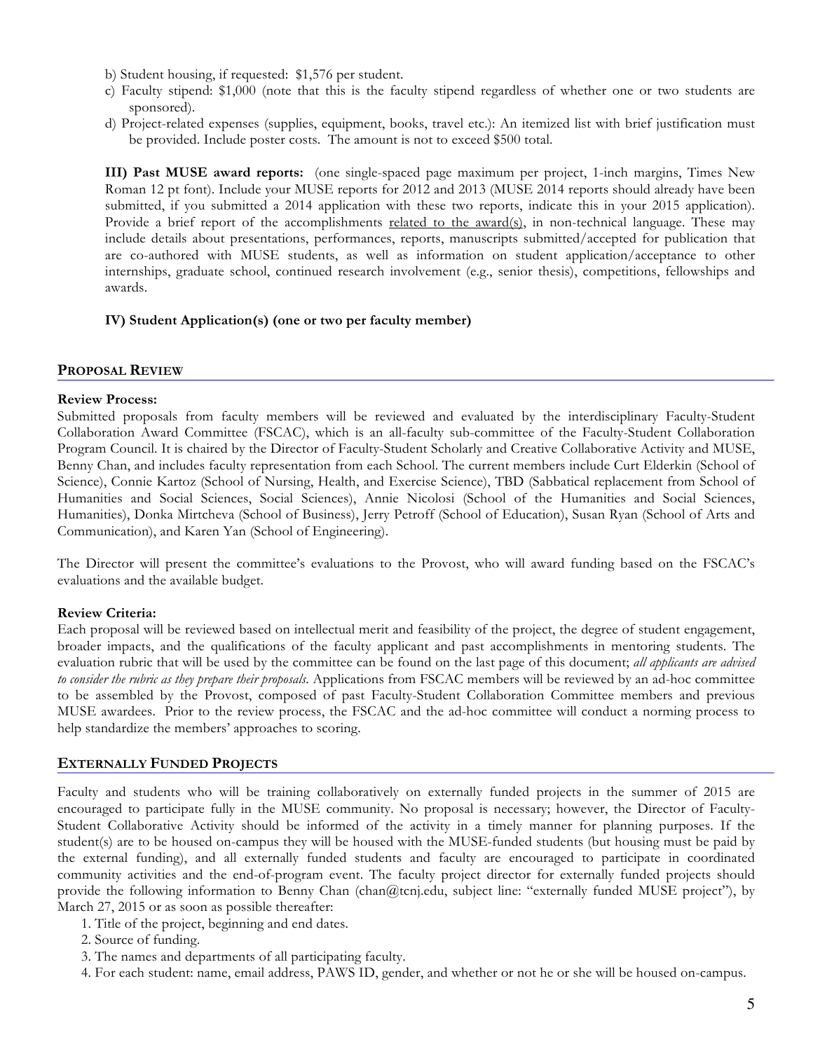b) Student housing, if requested: $1,576 per student.

c) Faculty stipend: $1,000 (note that this is the faculty stipend regardless of whether one or two students are sponsored).

d) Project-related expenses (supplies, equipment, books, travel etc.): An itemized list with brief justification must be provided. Include poster costs. The amount is not to exceed $500 total.

**III) Past MUSE award reports:** (one single-spaced page maximum per project, 1-inch margins, Times New Roman 12 pt font). Include your MUSE reports for 2012 and 2013 (MUSE 2014 reports should already have been submitted, if you submitted a 2014 application with these two reports, indicate this in your 2015 application). Provide a brief report of the accomplishments related to the award(s), in non-technical language. These may include details about presentations, performances, reports, manuscripts submitted/accepted for publication that are co-authored with MUSE students, as well as information on student application/acceptance to other internships, graduate school, continued research involvement (e.g., senior thesis), competitions, fellowships and awards.

**IV) Student Application(s) (one or two per faculty member)**

## PROPOSAL REVIEW

**Review Process:**

Submitted proposals from faculty members will be reviewed and evaluated by the interdisciplinary Faculty-Student Collaboration Award Committee (FSCAC), which is an all-faculty sub-committee of the Faculty-Student Collaboration Program Council. It is chaired by the Director of Faculty-Student Scholarly and Creative Collaborative Activity and MUSE, Benny Chan, and includes faculty representation from each School. The current members include Curt Elderkin (School of Science), Connie Kartoz (School of Nursing, Health, and Exercise Science), TBD (Sabbatical replacement from School of Humanities and Social Sciences, Social Sciences), Annie Nicolosi (School of the Humanities and Social Sciences, Humanities), Donka Mirtcheva (School of Business), Jerry Petroff (School of Education), Susan Ryan (School of Arts and Communication), and Karen Yan (School of Engineering).

The Director will present the committee's evaluations to the Provost, who will award funding based on the FSCAC's evaluations and the available budget.

**Review Criteria:**

Each proposal will be reviewed based on intellectual merit and feasibility of the project, the degree of student engagement, broader impacts, and the qualifications of the faculty applicant and past accomplishments in mentoring students. The evaluation rubric that will be used by the committee can be found on the last page of this document; *all applicants are advised to consider the rubric as they prepare their proposals*. Applications from FSCAC members will be reviewed by an ad-hoc committee to be assembled by the Provost, composed of past Faculty-Student Collaboration Committee members and previous MUSE awardees. Prior to the review process, the FSCAC and the ad-hoc committee will conduct a norming process to help standardize the members' approaches to scoring.

## EXTERNALLY FUNDED PROJECTS

Faculty and students who will be training collaboratively on externally funded projects in the summer of 2015 are encouraged to participate fully in the MUSE community. No proposal is necessary; however, the Director of Faculty-Student Collaborative Activity should be informed of the activity in a timely manner for planning purposes. If the student(s) are to be housed on-campus they will be housed with the MUSE-funded students (but housing must be paid by the external funding), and all externally funded students and faculty are encouraged to participate in coordinated community activities and the end-of-program event. The faculty project director for externally funded projects should provide the following information to Benny Chan (chan@tcnj.edu, subject line: "externally funded MUSE project"), by March 27, 2015 or as soon as possible thereafter:

1. Title of the project, beginning and end dates.
2. Source of funding.
3. The names and departments of all participating faculty.
4. For each student: name, email address, PAWS ID, gender, and whether or not he or she will be housed on-campus.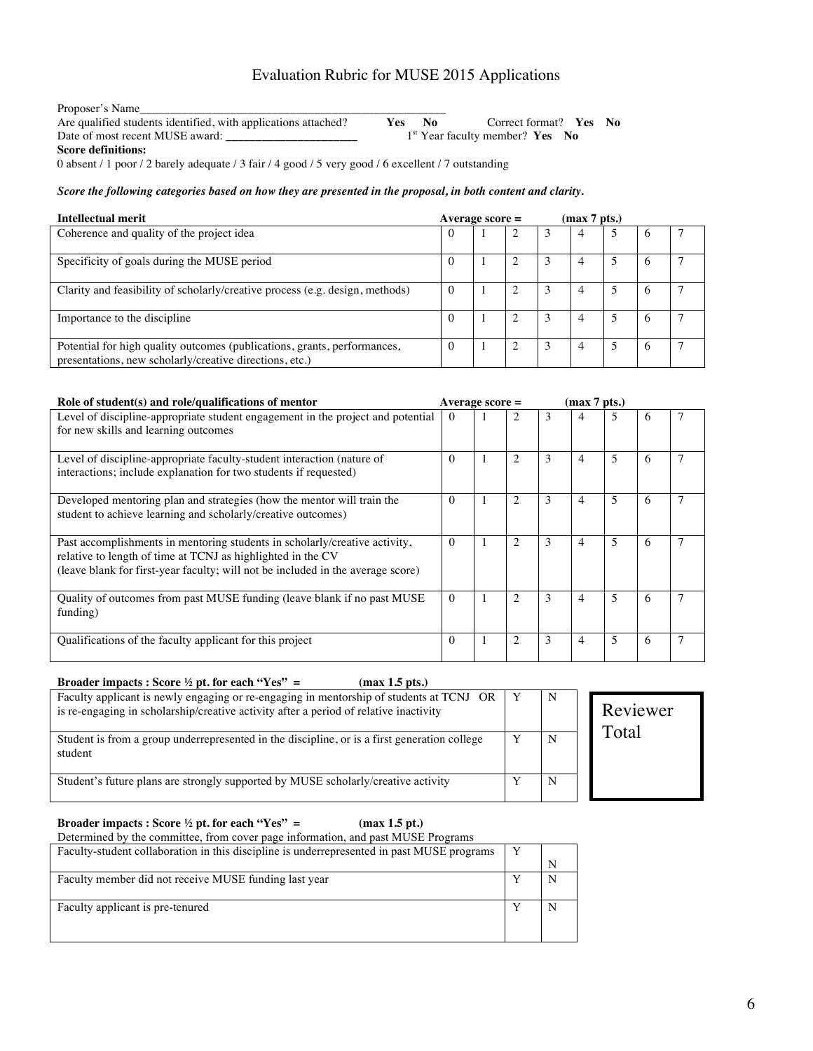# Evaluation Rubric for MUSE 2015 Applications

Proposer's Name\_\_\_\_\_\_\_\_\_\_\_\_\_\_\_\_\_\_\_\_\_\_\_\_\_\_\_\_\_\_\_\_\_\_\_\_\_\_\_\_\_\_\_\_\_\_\_\_\_\_\_\_\_

Are qualified students identified, with applications attached? **Yes No** Correct format? **Yes No**

Date of most recent MUSE award: **\_\_\_\_\_\_\_\_\_\_\_\_\_\_\_\_\_\_\_\_\_\_\_** 1st Year faculty member? **Yes No**

**Score definitions:**

0 absent / 1 poor / 2 barely adequate / 3 fair / 4 good / 5 very good / 6 excellent / 7 outstanding

***Score the following categories based on how they are presented in the proposal, in both content and clarity.***

| **Intellectual merit** | **Average score =** | | | **(max 7 pts.)** | | | | |
|---|---|---|---|---|---|---|---|---|
| Coherence and quality of the project idea | 0 | 1 | 2 | 3 | 4 | 5 | 6 | 7 |
| Specificity of goals during the MUSE period | 0 | 1 | 2 | 3 | 4 | 5 | 6 | 7 |
| Clarity and feasibility of scholarly/creative process (e.g. design, methods) | 0 | 1 | 2 | 3 | 4 | 5 | 6 | 7 |
| Importance to the discipline | 0 | 1 | 2 | 3 | 4 | 5 | 6 | 7 |
| Potential for high quality outcomes (publications, grants, performances, presentations, new scholarly/creative directions, etc.) | 0 | 1 | 2 | 3 | 4 | 5 | 6 | 7 |

| **Role of student(s) and role/qualifications of mentor** | **Average score =** | | | **(max 7 pts.)** | | | | |
|---|---|---|---|---|---|---|---|---|
| Level of discipline-appropriate student engagement in the project and potential for new skills and learning outcomes | 0 | 1 | 2 | 3 | 4 | 5 | 6 | 7 |
| Level of discipline-appropriate faculty-student interaction (nature of interactions; include explanation for two students if requested) | 0 | 1 | 2 | 3 | 4 | 5 | 6 | 7 |
| Developed mentoring plan and strategies (how the mentor will train the student to achieve learning and scholarly/creative outcomes) | 0 | 1 | 2 | 3 | 4 | 5 | 6 | 7 |
| Past accomplishments in mentoring students in scholarly/creative activity, relative to length of time at TCNJ as highlighted in the CV (leave blank for first-year faculty; will not be included in the average score) | 0 | 1 | 2 | 3 | 4 | 5 | 6 | 7 |
| Quality of outcomes from past MUSE funding (leave blank if no past MUSE funding) | 0 | 1 | 2 | 3 | 4 | 5 | 6 | 7 |
| Qualifications of the faculty applicant for this project | 0 | 1 | 2 | 3 | 4 | 5 | 6 | 7 |

**Broader impacts : Score ½ pt. for each "Yes" = (max 1.5 pts.)**

| | | |
|---|---|---|
| Faculty applicant is newly engaging or re-engaging in mentorship of students at TCNJ OR is re-engaging in scholarship/creative activity after a period of relative inactivity | Y | N |
| Student is from a group underrepresented in the discipline, or is a first generation college student | Y | N |
| Student's future plans are strongly supported by MUSE scholarly/creative activity | Y | N |

Reviewer Total

**Broader impacts : Score ½ pt. for each "Yes" = (max 1.5 pt.)**

Determined by the committee, from cover page information, and past MUSE Programs

| | | |
|---|---|---|
| Faculty-student collaboration in this discipline is underrepresented in past MUSE programs | Y | N |
| Faculty member did not receive MUSE funding last year | Y | N |
| Faculty applicant is pre-tenured | Y | N |